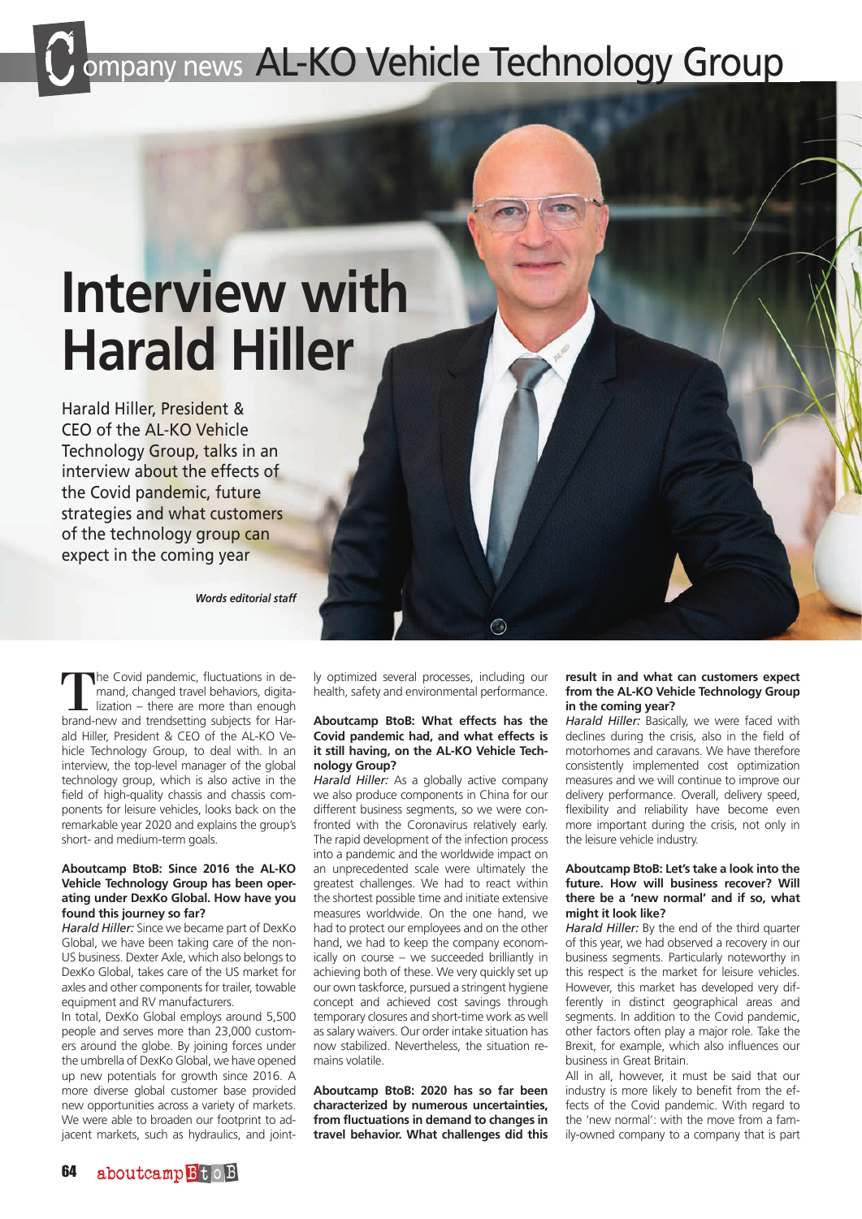# Interview with Harald Hiller

Harald Hiller, President & CEO of the AL-KO Vehicle Technology Group, talks in an interview about the effects of the Covid pandemic, future strategies and what customers of the technology group can expect in the coming year

*Words editorial staff*

The Covid pandemic, fluctuations in demand, changed travel behaviors, digitalization – there are more than enough brand-new and trendsetting subjects for Harald Hiller, President & CEO of the AL-KO Vehicle Technology Group, to deal with. In an interview, the top-level manager of the global technology group, which is also active in the field of high-quality chassis and chassis components for leisure vehicles, looks back on the remarkable year 2020 and explains the group's short- and medium-term goals.

**Aboutcamp BtoB: Since 2016 the AL-KO Vehicle Technology Group has been operating under DexKo Global. How have you found this journey so far?**

*Harald Hiller:* Since we became part of DexKo Global, we have been taking care of the non-US business. Dexter Axle, which also belongs to DexKo Global, takes care of the US market for axles and other components for trailer, towable equipment and RV manufacturers.

In total, DexKo Global employs around 5,500 people and serves more than 23,000 customers around the globe. By joining forces under the umbrella of DexKo Global, we have opened up new potentials for growth since 2016. A more diverse global customer base provided new opportunities across a variety of markets. We were able to broaden our footprint to adjacent markets, such as hydraulics, and jointly optimized several processes, including our health, safety and environmental performance.

**Aboutcamp BtoB: What effects has the Covid pandemic had, and what effects is it still having, on the AL-KO Vehicle Technology Group?**

*Harald Hiller:* As a globally active company we also produce components in China for our different business segments, so we were confronted with the Coronavirus relatively early. The rapid development of the infection process into a pandemic and the worldwide impact on an unprecedented scale were ultimately the greatest challenges. We had to react within the shortest possible time and initiate extensive measures worldwide. On the one hand, we had to protect our employees and on the other hand, we had to keep the company economically on course – we succeeded brilliantly in achieving both of these. We very quickly set up our own taskforce, pursued a stringent hygiene concept and achieved cost savings through temporary closures and short-time work as well as salary waivers. Our order intake situation has now stabilized. Nevertheless, the situation remains volatile.

**Aboutcamp BtoB: 2020 has so far been characterized by numerous uncertainties, from fluctuations in demand to changes in travel behavior. What challenges did this result in and what can customers expect from the AL-KO Vehicle Technology Group in the coming year?**

*Harald Hiller:* Basically, we were faced with declines during the crisis, also in the field of motorhomes and caravans. We have therefore consistently implemented cost optimization measures and we will continue to improve our delivery performance. Overall, delivery speed, flexibility and reliability have become even more important during the crisis, not only in the leisure vehicle industry.

**Aboutcamp BtoB: Let's take a look into the future. How will business recover? Will there be a 'new normal' and if so, what might it look like?**

*Harald Hiller:* By the end of the third quarter of this year, we had observed a recovery in our business segments. Particularly noteworthy in this respect is the market for leisure vehicles. However, this market has developed very differently in distinct geographical areas and segments. In addition to the Covid pandemic, other factors often play a major role. Take the Brexit, for example, which also influences our business in Great Britain.

All in all, however, it must be said that our industry is more likely to benefit from the effects of the Covid pandemic. With regard to the 'new normal': with the move from a family-owned company to a company that is part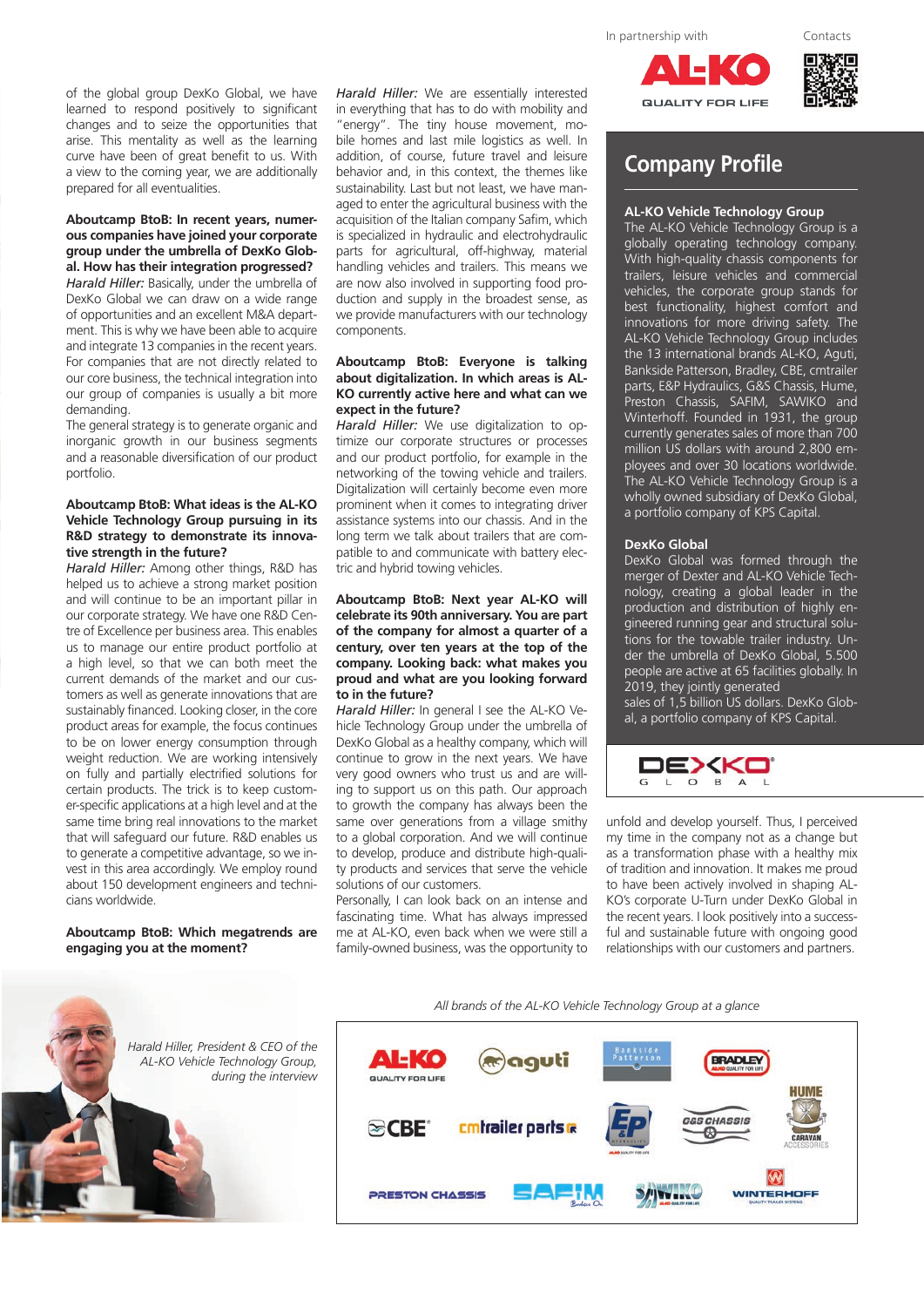of the global group DexKo Global, we have learned to respond positively to significant changes and to seize the opportunities that arise. This mentality as well as the learning curve have been of great benefit to us. With a view to the coming year, we are additionally prepared for all eventualities.

**Aboutcamp BtoB: In recent years, numerous companies have joined your corporate group under the umbrella of DexKo Global. How has their integration progressed?**
*Harald Hiller:* Basically, under the umbrella of DexKo Global we can draw on a wide range of opportunities and an excellent M&A department. This is why we have been able to acquire and integrate 13 companies in the recent years. For companies that are not directly related to our core business, the technical integration into our group of companies is usually a bit more demanding.
The general strategy is to generate organic and inorganic growth in our business segments and a reasonable diversification of our product portfolio.

**Aboutcamp BtoB: What ideas is the AL-KO Vehicle Technology Group pursuing in its R&D strategy to demonstrate its innovative strength in the future?**
*Harald Hiller:* Among other things, R&D has helped us to achieve a strong market position and will continue to be an important pillar in our corporate strategy. We have one R&D Centre of Excellence per business area. This enables us to manage our entire product portfolio at a high level, so that we can both meet the current demands of the market and our customers as well as generate innovations that are sustainably financed. Looking closer, in the core product areas for example, the focus continues to be on lower energy consumption through weight reduction. We are working intensively on fully and partially electrified solutions for certain products. The trick is to keep customer-specific applications at a high level and at the same time bring real innovations to the market that will safeguard our future. R&D enables us to generate a competitive advantage, so we invest in this area accordingly. We employ round about 150 development engineers and technicians worldwide.

**Aboutcamp BtoB: Which megatrends are engaging you at the moment?**
*Harald Hiller:* We are essentially interested in everything that has to do with mobility and "energy". The tiny house movement, mobile homes and last mile logistics as well. In addition, of course, future travel and leisure behavior and, in this context, the themes like sustainability. Last but not least, we have managed to enter the agricultural business with the acquisition of the Italian company Safim, which is specialized in hydraulic and electrohydraulic parts for agricultural, off-highway, material handling vehicles and trailers. This means we are now also involved in supporting food production and supply in the broadest sense, as we provide manufacturers with our technology components.

**Aboutcamp BtoB: Everyone is talking about digitalization. In which areas is AL-KO currently active here and what can we expect in the future?**
*Harald Hiller:* We use digitalization to optimize our corporate structures or processes and our product portfolio, for example in the networking of the towing vehicle and trailers. Digitalization will certainly become even more prominent when it comes to integrating driver assistance systems into our chassis. And in the long term we talk about trailers that are compatible to and communicate with battery electric and hybrid towing vehicles.

**Aboutcamp BtoB: Next year AL-KO will celebrate its 90th anniversary. You are part of the company for almost a quarter of a century, over ten years at the top of the company. Looking back: what makes you proud and what are you looking forward to in the future?**
*Harald Hiller:* In general I see the AL-KO Vehicle Technology Group under the umbrella of DexKo Global as a healthy company, which will continue to grow in the next years. We have very good owners who trust us and are willing to support us on this path. Our approach to growth the company has always been the same over generations from a village smithy to a global corporation. And we will continue to develop, produce and distribute high-quality products and services that serve the vehicle solutions of our customers.
Personally, I can look back on an intense and fascinating time. What has always impressed me at AL-KO, even back when we were still a family-owned business, was the opportunity to unfold and develop yourself. Thus, I perceived my time in the company not as a change but as a transformation phase with a healthy mix of tradition and innovation. It makes me proud to have been actively involved in shaping AL-KO's corporate U-Turn under DexKo Global in the recent years. I look positively into a successful and sustainable future with ongoing good relationships with our customers and partners.

In partnership with

Contacts

## Company Profile

### AL-KO Vehicle Technology Group

The AL-KO Vehicle Technology Group is a globally operating technology company. With high-quality chassis components for trailers, leisure vehicles and commercial vehicles, the corporate group stands for best functionality, highest comfort and innovations for more driving safety. The AL-KO Vehicle Technology Group includes the 13 international brands AL-KO, Aguti, Bankside Patterson, Bradley, CBE, cmtrailer parts, E&P Hydraulics, G&S Chassis, Hume, Preston Chassis, SAFIM, SAWIKO and Winterhoff. Founded in 1931, the group currently generates sales of more than 700 million US dollars with around 2,800 employees and over 30 locations worldwide. The AL-KO Vehicle Technology Group is a wholly owned subsidiary of DexKo Global, a portfolio company of KPS Capital.

### DexKo Global

DexKo Global was formed through the merger of Dexter and AL-KO Vehicle Technology, creating a global leader in the production and distribution of highly engineered running gear and structural solutions for the towable trailer industry. Under the umbrella of DexKo Global, 5.500 people are active at 65 facilities globally. In 2019, they jointly generated sales of 1,5 billion US dollars. DexKo Global, a portfolio company of KPS Capital.

Harald Hiller, President & CEO of the AL-KO Vehicle Technology Group, during the interview

All brands of the AL-KO Vehicle Technology Group at a glance